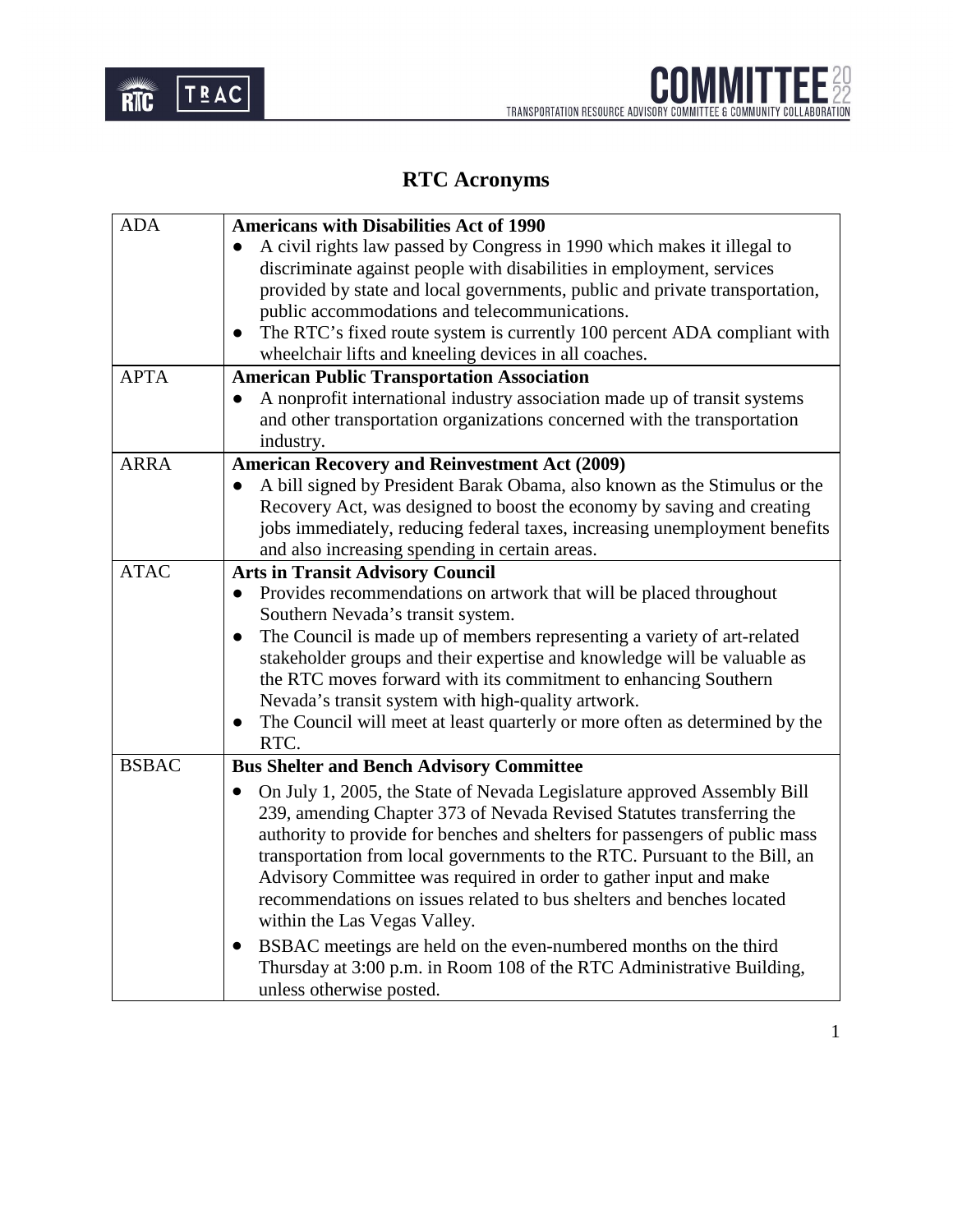# RTC Acronyms

| | |
|---|---|
| ADA | **Americans with Disabilities Act of 1990**<br>● A civil rights law passed by Congress in 1990 which makes it illegal to discriminate against people with disabilities in employment, services provided by state and local governments, public and private transportation, public accommodations and telecommunications.<br>● The RTC's fixed route system is currently 100 percent ADA compliant with wheelchair lifts and kneeling devices in all coaches. |
| APTA | **American Public Transportation Association**<br>● A nonprofit international industry association made up of transit systems and other transportation organizations concerned with the transportation industry. |
| ARRA | **American Recovery and Reinvestment Act (2009)**<br>● A bill signed by President Barak Obama, also known as the Stimulus or the Recovery Act, was designed to boost the economy by saving and creating jobs immediately, reducing federal taxes, increasing unemployment benefits and also increasing spending in certain areas. |
| ATAC | **Arts in Transit Advisory Council**<br>● Provides recommendations on artwork that will be placed throughout Southern Nevada's transit system.<br>● The Council is made up of members representing a variety of art-related stakeholder groups and their expertise and knowledge will be valuable as the RTC moves forward with its commitment to enhancing Southern Nevada's transit system with high-quality artwork.<br>● The Council will meet at least quarterly or more often as determined by the RTC. |
| BSBAC | **Bus Shelter and Bench Advisory Committee**<br>● On July 1, 2005, the State of Nevada Legislature approved Assembly Bill 239, amending Chapter 373 of Nevada Revised Statutes transferring the authority to provide for benches and shelters for passengers of public mass transportation from local governments to the RTC. Pursuant to the Bill, an Advisory Committee was required in order to gather input and make recommendations on issues related to bus shelters and benches located within the Las Vegas Valley.<br>● BSBAC meetings are held on the even-numbered months on the third Thursday at 3:00 p.m. in Room 108 of the RTC Administrative Building, unless otherwise posted. |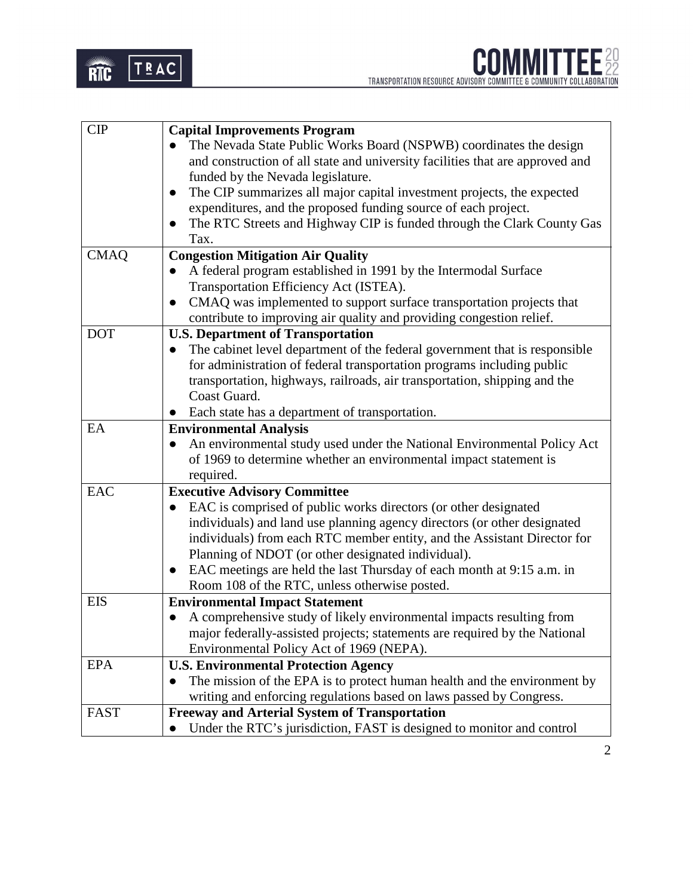| | |
|---|---|
| CIP | **Capital Improvements Program**<br>● The Nevada State Public Works Board (NSPWB) coordinates the design and construction of all state and university facilities that are approved and funded by the Nevada legislature.<br>● The CIP summarizes all major capital investment projects, the expected expenditures, and the proposed funding source of each project.<br>● The RTC Streets and Highway CIP is funded through the Clark County Gas Tax. |
| CMAQ | **Congestion Mitigation Air Quality**<br>● A federal program established in 1991 by the Intermodal Surface Transportation Efficiency Act (ISTEA).<br>● CMAQ was implemented to support surface transportation projects that contribute to improving air quality and providing congestion relief. |
| DOT | **U.S. Department of Transportation**<br>● The cabinet level department of the federal government that is responsible for administration of federal transportation programs including public transportation, highways, railroads, air transportation, shipping and the Coast Guard.<br>● Each state has a department of transportation. |
| EA | **Environmental Analysis**<br>● An environmental study used under the National Environmental Policy Act of 1969 to determine whether an environmental impact statement is required. |
| EAC | **Executive Advisory Committee**<br>● EAC is comprised of public works directors (or other designated individuals) and land use planning agency directors (or other designated individuals) from each RTC member entity, and the Assistant Director for Planning of NDOT (or other designated individual).<br>● EAC meetings are held the last Thursday of each month at 9:15 a.m. in Room 108 of the RTC, unless otherwise posted. |
| EIS | **Environmental Impact Statement**<br>● A comprehensive study of likely environmental impacts resulting from major federally-assisted projects; statements are required by the National Environmental Policy Act of 1969 (NEPA). |
| EPA | **U.S. Environmental Protection Agency**<br>● The mission of the EPA is to protect human health and the environment by writing and enforcing regulations based on laws passed by Congress. |
| FAST | **Freeway and Arterial System of Transportation**<br>● Under the RTC's jurisdiction, FAST is designed to monitor and control |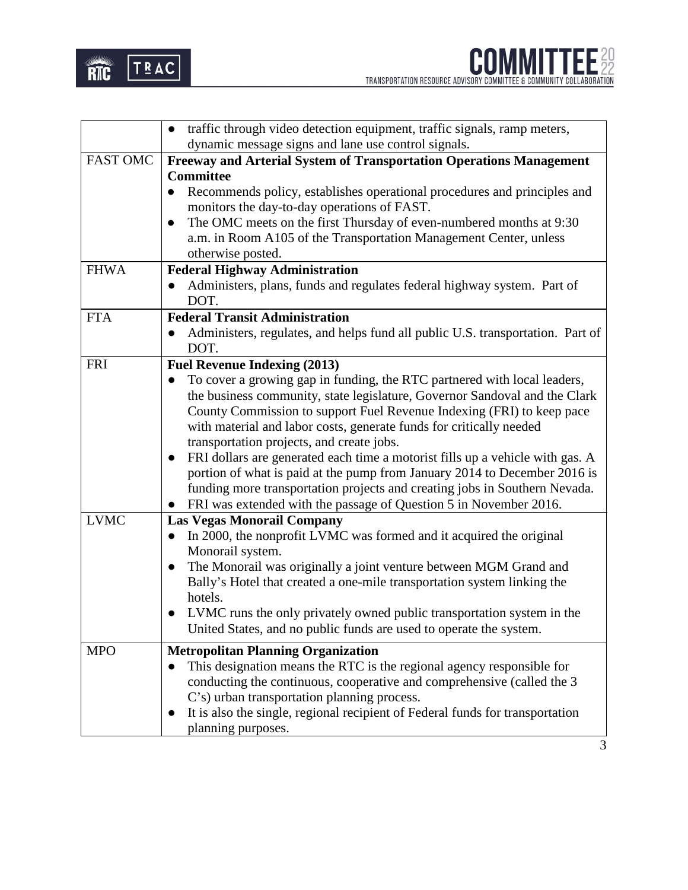| | |
|---|---|
| | • traffic through video detection equipment, traffic signals, ramp meters, dynamic message signs and lane use control signals. |
| FAST OMC | **Freeway and Arterial System of Transportation Operations Management Committee**<br>• Recommends policy, establishes operational procedures and principles and monitors the day-to-day operations of FAST.<br>• The OMC meets on the first Thursday of even-numbered months at 9:30 a.m. in Room A105 of the Transportation Management Center, unless otherwise posted. |
| FHWA | **Federal Highway Administration**<br>• Administers, plans, funds and regulates federal highway system. Part of DOT. |
| FTA | **Federal Transit Administration**<br>• Administers, regulates, and helps fund all public U.S. transportation. Part of DOT. |
| FRI | **Fuel Revenue Indexing (2013)**<br>• To cover a growing gap in funding, the RTC partnered with local leaders, the business community, state legislature, Governor Sandoval and the Clark County Commission to support Fuel Revenue Indexing (FRI) to keep pace with material and labor costs, generate funds for critically needed transportation projects, and create jobs.<br>• FRI dollars are generated each time a motorist fills up a vehicle with gas. A portion of what is paid at the pump from January 2014 to December 2016 is funding more transportation projects and creating jobs in Southern Nevada.<br>• FRI was extended with the passage of Question 5 in November 2016. |
| LVMC | **Las Vegas Monorail Company**<br>• In 2000, the nonprofit LVMC was formed and it acquired the original Monorail system.<br>• The Monorail was originally a joint venture between MGM Grand and Bally's Hotel that created a one-mile transportation system linking the hotels.<br>• LVMC runs the only privately owned public transportation system in the United States, and no public funds are used to operate the system. |
| MPO | **Metropolitan Planning Organization**<br>• This designation means the RTC is the regional agency responsible for conducting the continuous, cooperative and comprehensive (called the 3 C's) urban transportation planning process.<br>• It is also the single, regional recipient of Federal funds for transportation planning purposes. |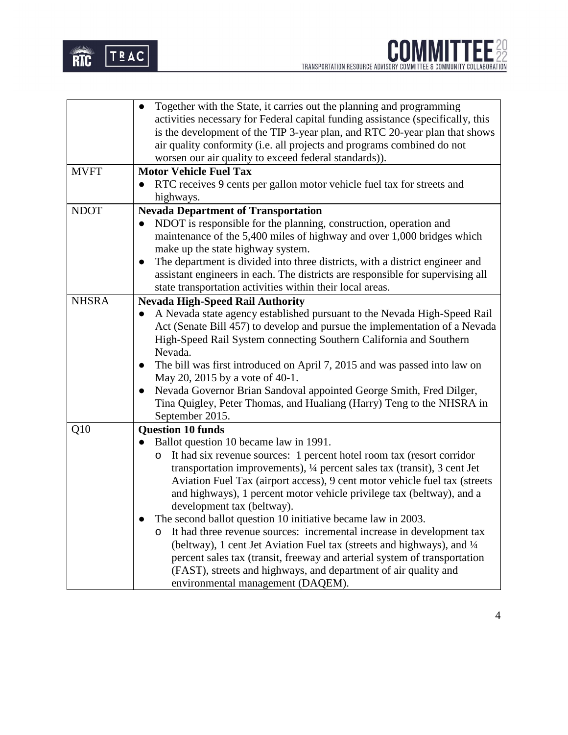| | |
|---|---|
| | • Together with the State, it carries out the planning and programming activities necessary for Federal capital funding assistance (specifically, this is the development of the TIP 3-year plan, and RTC 20-year plan that shows air quality conformity (i.e. all projects and programs combined do not worsen our air quality to exceed federal standards)). |
| MVFT | **Motor Vehicle Fuel Tax**<br>• RTC receives 9 cents per gallon motor vehicle fuel tax for streets and highways. |
| NDOT | **Nevada Department of Transportation**<br>• NDOT is responsible for the planning, construction, operation and maintenance of the 5,400 miles of highway and over 1,000 bridges which make up the state highway system.<br>• The department is divided into three districts, with a district engineer and assistant engineers in each. The districts are responsible for supervising all state transportation activities within their local areas. |
| NHSRA | **Nevada High-Speed Rail Authority**<br>• A Nevada state agency established pursuant to the Nevada High-Speed Rail Act (Senate Bill 457) to develop and pursue the implementation of a Nevada High-Speed Rail System connecting Southern California and Southern Nevada.<br>• The bill was first introduced on April 7, 2015 and was passed into law on May 20, 2015 by a vote of 40-1.<br>• Nevada Governor Brian Sandoval appointed George Smith, Fred Dilger, Tina Quigley, Peter Thomas, and Hualiang (Harry) Teng to the NHSRA in September 2015. |
| Q10 | **Question 10 funds**<br>• Ballot question 10 became law in 1991.<br>  o It had six revenue sources: 1 percent hotel room tax (resort corridor transportation improvements), ¼ percent sales tax (transit), 3 cent Jet Aviation Fuel Tax (airport access), 9 cent motor vehicle fuel tax (streets and highways), 1 percent motor vehicle privilege tax (beltway), and a development tax (beltway).<br>• The second ballot question 10 initiative became law in 2003.<br>  o It had three revenue sources: incremental increase in development tax (beltway), 1 cent Jet Aviation Fuel tax (streets and highways), and ¼ percent sales tax (transit, freeway and arterial system of transportation (FAST), streets and highways, and department of air quality and environmental management (DAQEM). |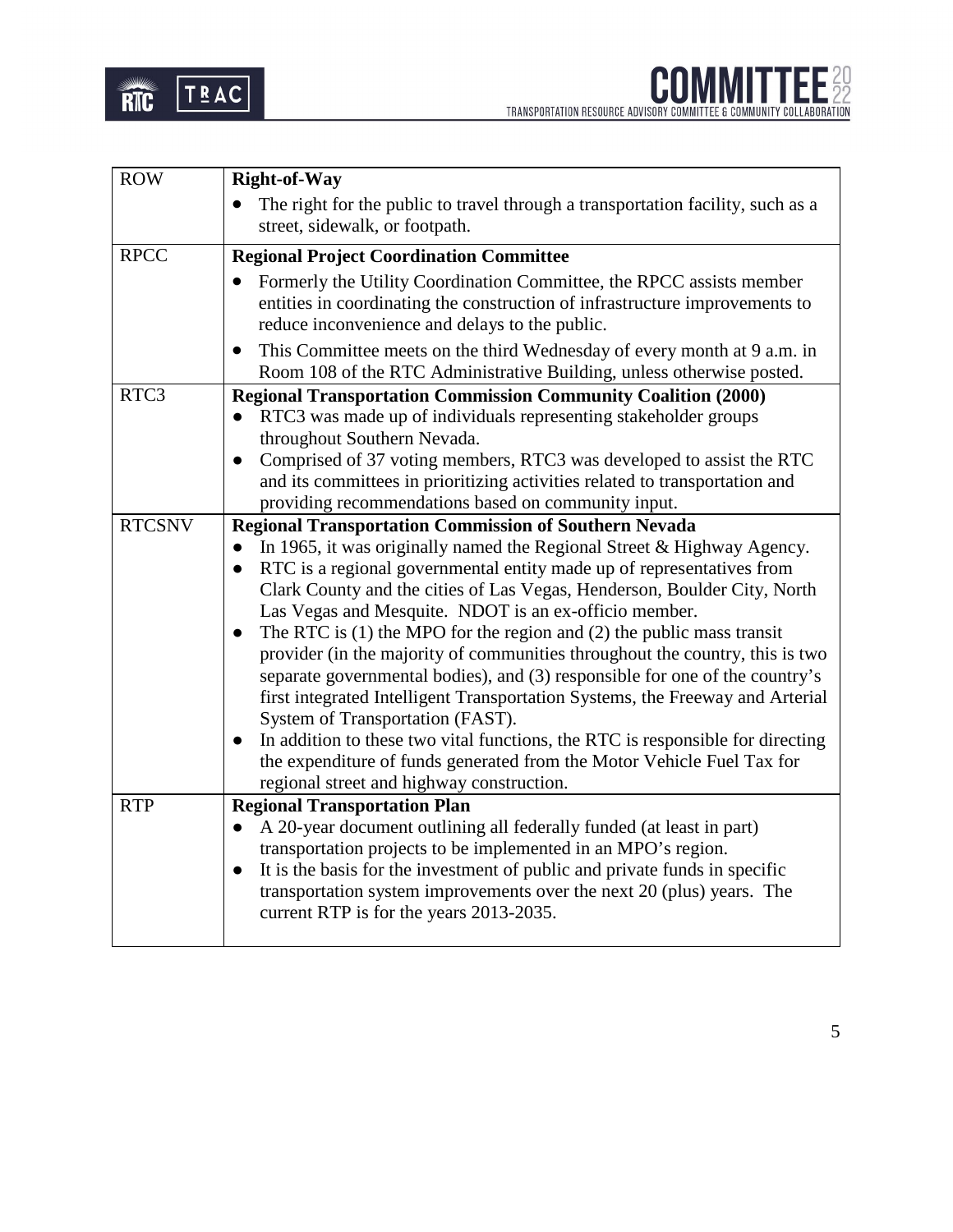| | |
|---|---|
| ROW | **Right-of-Way**<br>• The right for the public to travel through a transportation facility, such as a street, sidewalk, or footpath. |
| RPCC | **Regional Project Coordination Committee**<br>• Formerly the Utility Coordination Committee, the RPCC assists member entities in coordinating the construction of infrastructure improvements to reduce inconvenience and delays to the public.<br>• This Committee meets on the third Wednesday of every month at 9 a.m. in Room 108 of the RTC Administrative Building, unless otherwise posted. |
| RTC3 | **Regional Transportation Commission Community Coalition (2000)**<br>• RTC3 was made up of individuals representing stakeholder groups throughout Southern Nevada.<br>• Comprised of 37 voting members, RTC3 was developed to assist the RTC and its committees in prioritizing activities related to transportation and providing recommendations based on community input. |
| RTCSNV | **Regional Transportation Commission of Southern Nevada**<br>• In 1965, it was originally named the Regional Street & Highway Agency.<br>• RTC is a regional governmental entity made up of representatives from Clark County and the cities of Las Vegas, Henderson, Boulder City, North Las Vegas and Mesquite. NDOT is an ex-officio member.<br>• The RTC is (1) the MPO for the region and (2) the public mass transit provider (in the majority of communities throughout the country, this is two separate governmental bodies), and (3) responsible for one of the country's first integrated Intelligent Transportation Systems, the Freeway and Arterial System of Transportation (FAST).<br>• In addition to these two vital functions, the RTC is responsible for directing the expenditure of funds generated from the Motor Vehicle Fuel Tax for regional street and highway construction. |
| RTP | **Regional Transportation Plan**<br>• A 20-year document outlining all federally funded (at least in part) transportation projects to be implemented in an MPO's region.<br>• It is the basis for the investment of public and private funds in specific transportation system improvements over the next 20 (plus) years. The current RTP is for the years 2013-2035. |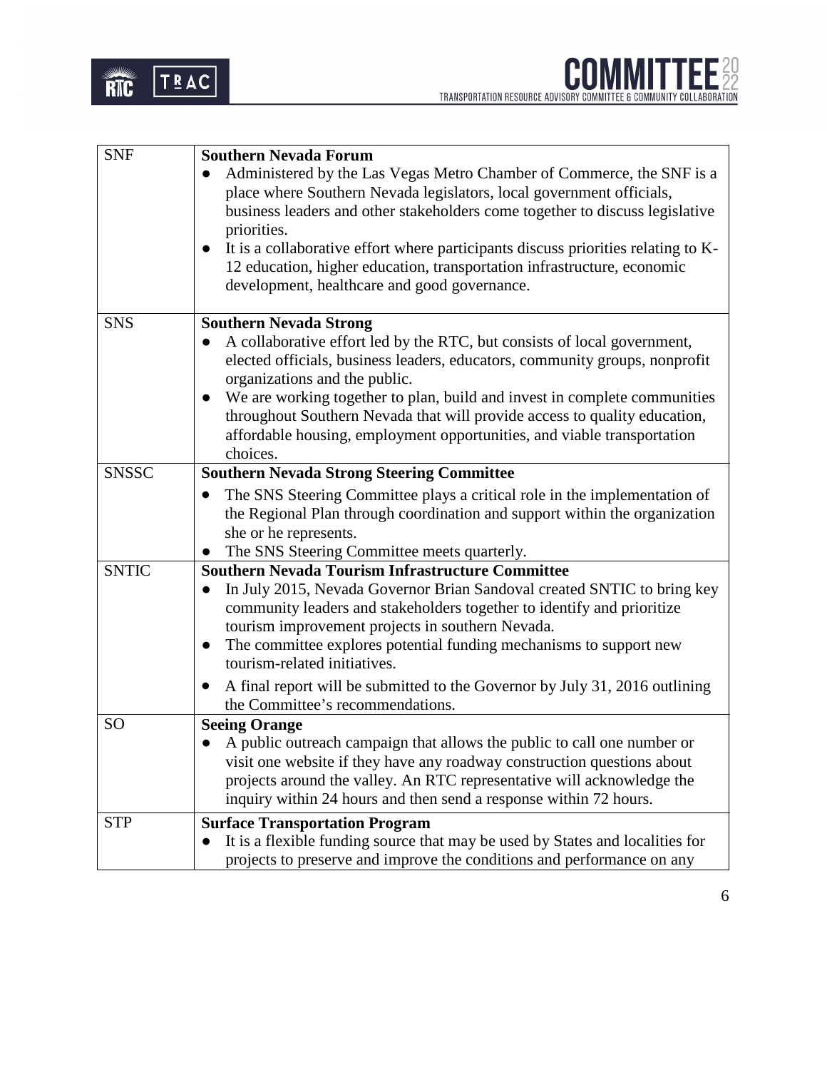| | |
|---|---|
| SNF | **Southern Nevada Forum**<br>● Administered by the Las Vegas Metro Chamber of Commerce, the SNF is a place where Southern Nevada legislators, local government officials, business leaders and other stakeholders come together to discuss legislative priorities.<br>● It is a collaborative effort where participants discuss priorities relating to K-12 education, higher education, transportation infrastructure, economic development, healthcare and good governance. |
| SNS | **Southern Nevada Strong**<br>● A collaborative effort led by the RTC, but consists of local government, elected officials, business leaders, educators, community groups, nonprofit organizations and the public.<br>● We are working together to plan, build and invest in complete communities throughout Southern Nevada that will provide access to quality education, affordable housing, employment opportunities, and viable transportation choices. |
| SNSSC | **Southern Nevada Strong Steering Committee**<br>● The SNS Steering Committee plays a critical role in the implementation of the Regional Plan through coordination and support within the organization she or he represents.<br>● The SNS Steering Committee meets quarterly. |
| SNTIC | **Southern Nevada Tourism Infrastructure Committee**<br>● In July 2015, Nevada Governor Brian Sandoval created SNTIC to bring key community leaders and stakeholders together to identify and prioritize tourism improvement projects in southern Nevada.<br>● The committee explores potential funding mechanisms to support new tourism-related initiatives.<br>● A final report will be submitted to the Governor by July 31, 2016 outlining the Committee's recommendations. |
| SO | **Seeing Orange**<br>● A public outreach campaign that allows the public to call one number or visit one website if they have any roadway construction questions about projects around the valley. An RTC representative will acknowledge the inquiry within 24 hours and then send a response within 72 hours. |
| STP | **Surface Transportation Program**<br>● It is a flexible funding source that may be used by States and localities for projects to preserve and improve the conditions and performance on any |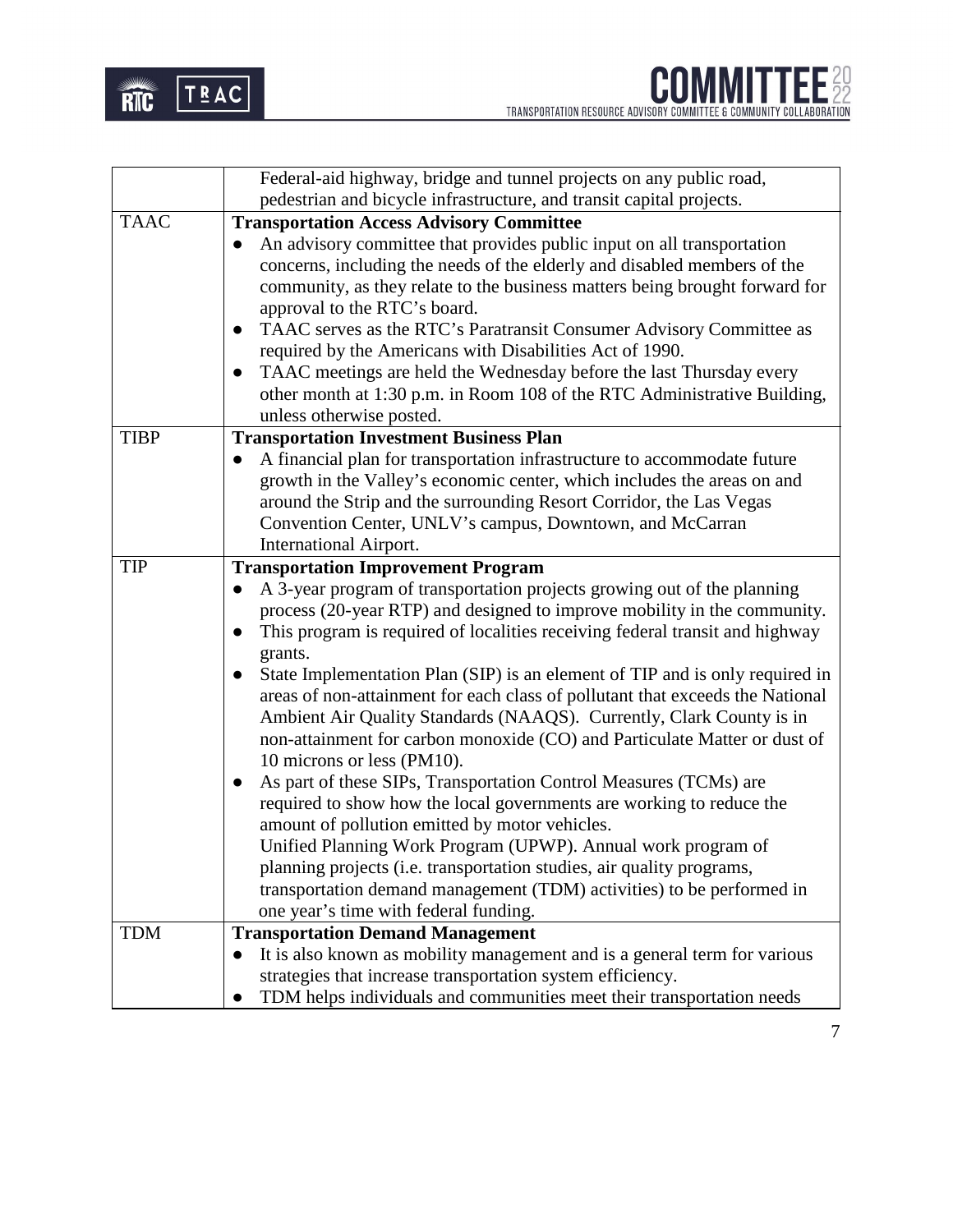| | |
|---|---|
| | Federal-aid highway, bridge and tunnel projects on any public road, pedestrian and bicycle infrastructure, and transit capital projects. |
| TAAC | **Transportation Access Advisory Committee**<br>● An advisory committee that provides public input on all transportation concerns, including the needs of the elderly and disabled members of the community, as they relate to the business matters being brought forward for approval to the RTC's board.<br>● TAAC serves as the RTC's Paratransit Consumer Advisory Committee as required by the Americans with Disabilities Act of 1990.<br>● TAAC meetings are held the Wednesday before the last Thursday every other month at 1:30 p.m. in Room 108 of the RTC Administrative Building, unless otherwise posted. |
| TIBP | **Transportation Investment Business Plan**<br>● A financial plan for transportation infrastructure to accommodate future growth in the Valley's economic center, which includes the areas on and around the Strip and the surrounding Resort Corridor, the Las Vegas Convention Center, UNLV's campus, Downtown, and McCarran International Airport. |
| TIP | **Transportation Improvement Program**<br>● A 3-year program of transportation projects growing out of the planning process (20-year RTP) and designed to improve mobility in the community.<br>● This program is required of localities receiving federal transit and highway grants.<br>● State Implementation Plan (SIP) is an element of TIP and is only required in areas of non-attainment for each class of pollutant that exceeds the National Ambient Air Quality Standards (NAAQS). Currently, Clark County is in non-attainment for carbon monoxide (CO) and Particulate Matter or dust of 10 microns or less (PM10).<br>● As part of these SIPs, Transportation Control Measures (TCMs) are required to show how the local governments are working to reduce the amount of pollution emitted by motor vehicles.<br>Unified Planning Work Program (UPWP). Annual work program of planning projects (i.e. transportation studies, air quality programs, transportation demand management (TDM) activities) to be performed in one year's time with federal funding. |
| TDM | **Transportation Demand Management**<br>● It is also known as mobility management and is a general term for various strategies that increase transportation system efficiency.<br>● TDM helps individuals and communities meet their transportation needs |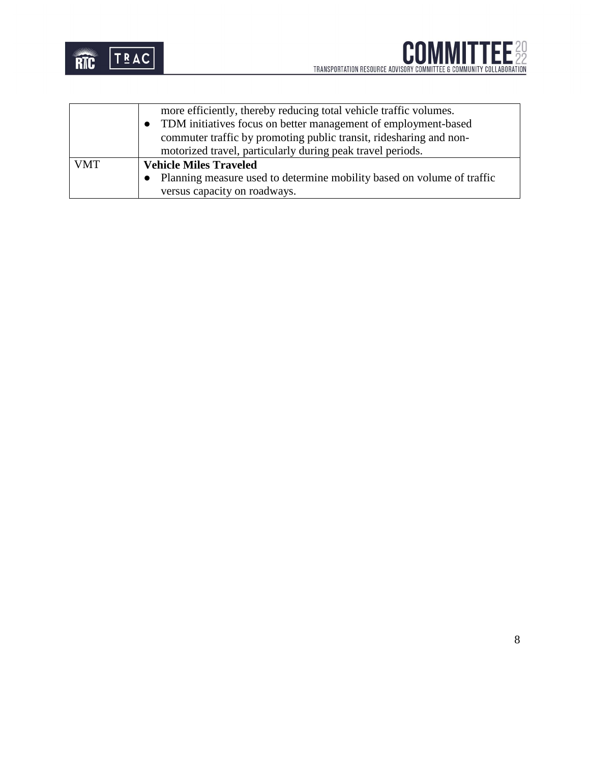| | |
|---|---|
| | more efficiently, thereby reducing total vehicle traffic volumes.<br>● TDM initiatives focus on better management of employment-based commuter traffic by promoting public transit, ridesharing and non-motorized travel, particularly during peak travel periods. |
| VMT | **Vehicle Miles Traveled**<br>● Planning measure used to determine mobility based on volume of traffic versus capacity on roadways. |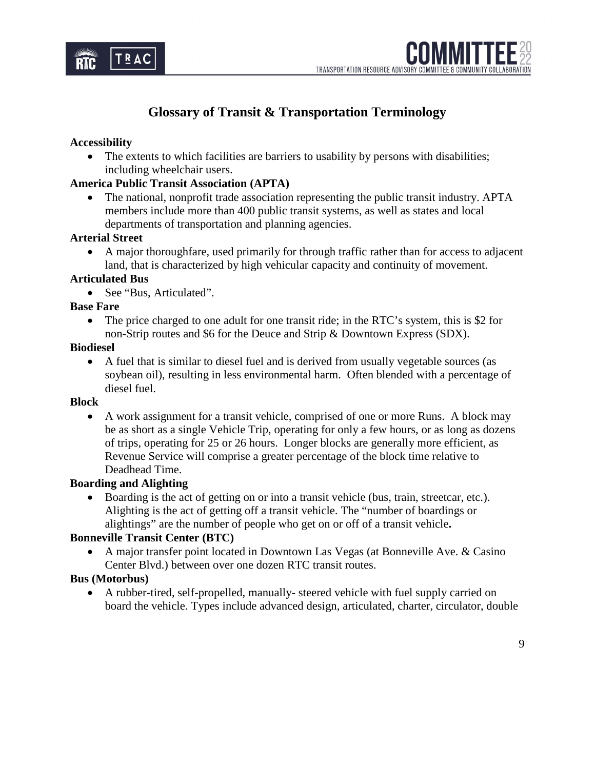## Glossary of Transit & Transportation Terminology

**Accessibility**

- The extents to which facilities are barriers to usability by persons with disabilities; including wheelchair users.

**America Public Transit Association (APTA)**

- The national, nonprofit trade association representing the public transit industry. APTA members include more than 400 public transit systems, as well as states and local departments of transportation and planning agencies.

**Arterial Street**

- A major thoroughfare, used primarily for through traffic rather than for access to adjacent land, that is characterized by high vehicular capacity and continuity of movement.

**Articulated Bus**

- See "Bus, Articulated".

**Base Fare**

- The price charged to one adult for one transit ride; in the RTC's system, this is $2 for non-Strip routes and $6 for the Deuce and Strip & Downtown Express (SDX).

**Biodiesel**

- A fuel that is similar to diesel fuel and is derived from usually vegetable sources (as soybean oil), resulting in less environmental harm. Often blended with a percentage of diesel fuel.

**Block**

- A work assignment for a transit vehicle, comprised of one or more Runs. A block may be as short as a single Vehicle Trip, operating for only a few hours, or as long as dozens of trips, operating for 25 or 26 hours. Longer blocks are generally more efficient, as Revenue Service will comprise a greater percentage of the block time relative to Deadhead Time.

**Boarding and Alighting**

- Boarding is the act of getting on or into a transit vehicle (bus, train, streetcar, etc.). Alighting is the act of getting off a transit vehicle. The "number of boardings or alightings" are the number of people who get on or off of a transit vehicle**.**

**Bonneville Transit Center (BTC)**

- A major transfer point located in Downtown Las Vegas (at Bonneville Ave. & Casino Center Blvd.) between over one dozen RTC transit routes.

**Bus (Motorbus)**

- A rubber-tired, self-propelled, manually- steered vehicle with fuel supply carried on board the vehicle. Types include advanced design, articulated, charter, circulator, double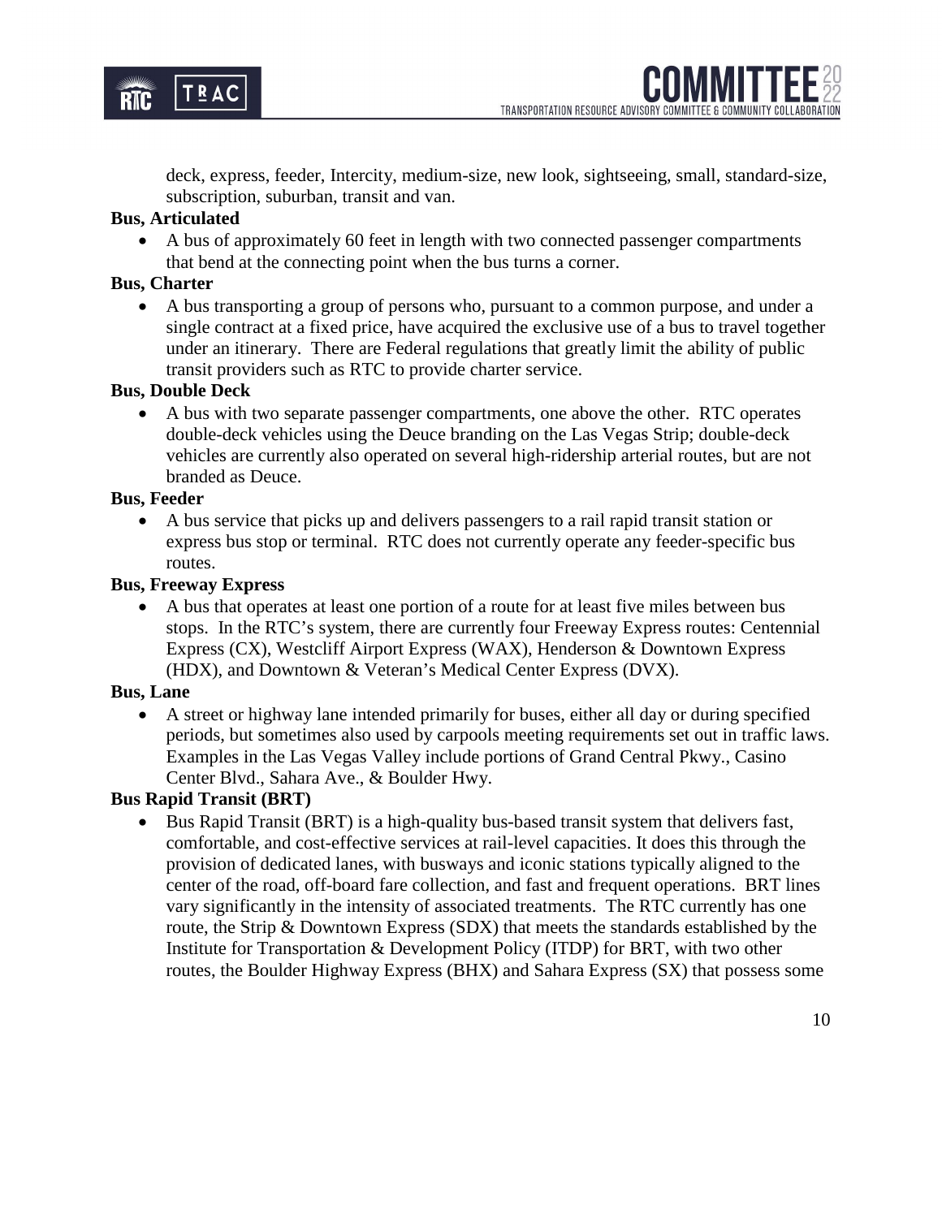deck, express, feeder, Intercity, medium-size, new look, sightseeing, small, standard-size, subscription, suburban, transit and van.

**Bus, Articulated**

- A bus of approximately 60 feet in length with two connected passenger compartments that bend at the connecting point when the bus turns a corner.

**Bus, Charter**

- A bus transporting a group of persons who, pursuant to a common purpose, and under a single contract at a fixed price, have acquired the exclusive use of a bus to travel together under an itinerary. There are Federal regulations that greatly limit the ability of public transit providers such as RTC to provide charter service.

**Bus, Double Deck**

- A bus with two separate passenger compartments, one above the other. RTC operates double-deck vehicles using the Deuce branding on the Las Vegas Strip; double-deck vehicles are currently also operated on several high-ridership arterial routes, but are not branded as Deuce.

**Bus, Feeder**

- A bus service that picks up and delivers passengers to a rail rapid transit station or express bus stop or terminal. RTC does not currently operate any feeder-specific bus routes.

**Bus, Freeway Express**

- A bus that operates at least one portion of a route for at least five miles between bus stops. In the RTC's system, there are currently four Freeway Express routes: Centennial Express (CX), Westcliff Airport Express (WAX), Henderson & Downtown Express (HDX), and Downtown & Veteran's Medical Center Express (DVX).

**Bus, Lane**

- A street or highway lane intended primarily for buses, either all day or during specified periods, but sometimes also used by carpools meeting requirements set out in traffic laws. Examples in the Las Vegas Valley include portions of Grand Central Pkwy., Casino Center Blvd., Sahara Ave., & Boulder Hwy.

**Bus Rapid Transit (BRT)**

- Bus Rapid Transit (BRT) is a high-quality bus-based transit system that delivers fast, comfortable, and cost-effective services at rail-level capacities. It does this through the provision of dedicated lanes, with busways and iconic stations typically aligned to the center of the road, off-board fare collection, and fast and frequent operations. BRT lines vary significantly in the intensity of associated treatments. The RTC currently has one route, the Strip & Downtown Express (SDX) that meets the standards established by the Institute for Transportation & Development Policy (ITDP) for BRT, with two other routes, the Boulder Highway Express (BHX) and Sahara Express (SX) that possess some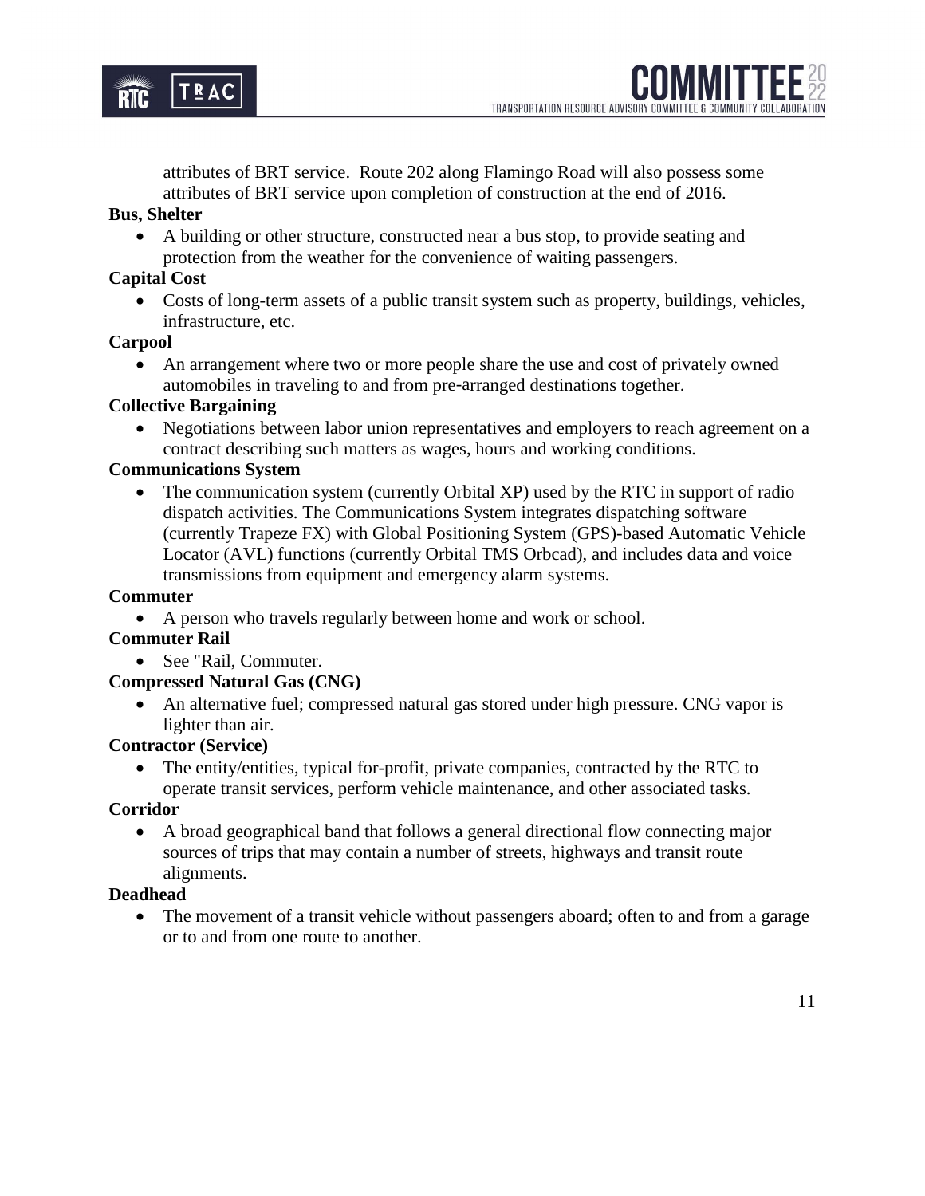attributes of BRT service.  Route 202 along Flamingo Road will also possess some attributes of BRT service upon completion of construction at the end of 2016.

**Bus, Shelter**

- A building or other structure, constructed near a bus stop, to provide seating and protection from the weather for the convenience of waiting passengers.

**Capital Cost**

- Costs of long-term assets of a public transit system such as property, buildings, vehicles, infrastructure, etc.

**Carpool**

- An arrangement where two or more people share the use and cost of privately owned automobiles in traveling to and from pre-arranged destinations together.

**Collective Bargaining**

- Negotiations between labor union representatives and employers to reach agreement on a contract describing such matters as wages, hours and working conditions.

**Communications System**

- The communication system (currently Orbital XP) used by the RTC in support of radio dispatch activities. The Communications System integrates dispatching software (currently Trapeze FX) with Global Positioning System (GPS)-based Automatic Vehicle Locator (AVL) functions (currently Orbital TMS Orbcad), and includes data and voice transmissions from equipment and emergency alarm systems.

**Commuter**

- A person who travels regularly between home and work or school.

**Commuter Rail**

- See "Rail, Commuter.

**Compressed Natural Gas (CNG)**

- An alternative fuel; compressed natural gas stored under high pressure. CNG vapor is lighter than air.

**Contractor (Service)**

- The entity/entities, typical for-profit, private companies, contracted by the RTC to operate transit services, perform vehicle maintenance, and other associated tasks.

**Corridor**

- A broad geographical band that follows a general directional flow connecting major sources of trips that may contain a number of streets, highways and transit route alignments.

**Deadhead**

- The movement of a transit vehicle without passengers aboard; often to and from a garage or to and from one route to another.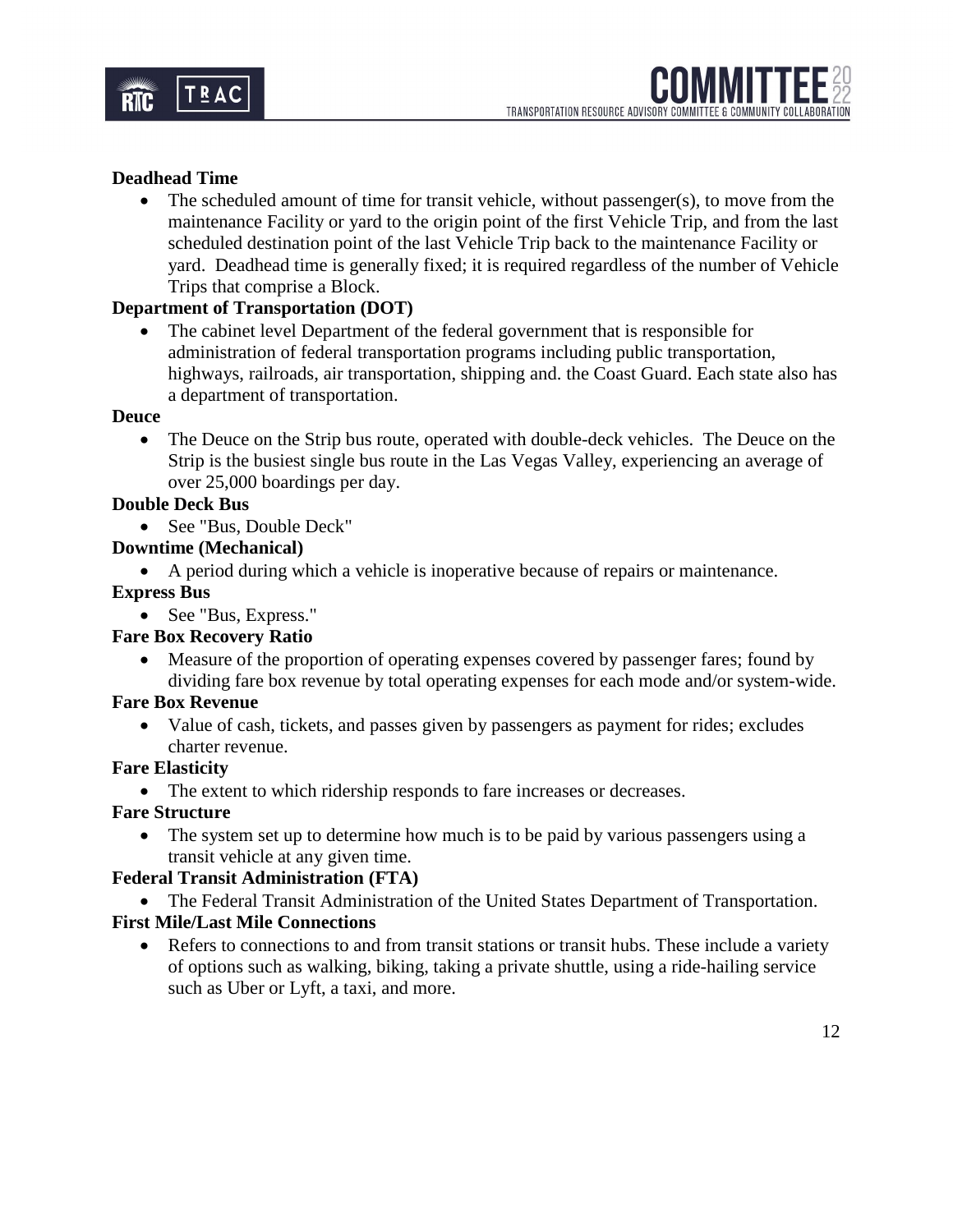**Deadhead Time**

- The scheduled amount of time for transit vehicle, without passenger(s), to move from the maintenance Facility or yard to the origin point of the first Vehicle Trip, and from the last scheduled destination point of the last Vehicle Trip back to the maintenance Facility or yard. Deadhead time is generally fixed; it is required regardless of the number of Vehicle Trips that comprise a Block.

**Department of Transportation (DOT)**

- The cabinet level Department of the federal government that is responsible for administration of federal transportation programs including public transportation, highways, railroads, air transportation, shipping and. the Coast Guard. Each state also has a department of transportation.

**Deuce**

- The Deuce on the Strip bus route, operated with double-deck vehicles. The Deuce on the Strip is the busiest single bus route in the Las Vegas Valley, experiencing an average of over 25,000 boardings per day.

**Double Deck Bus**

- See "Bus, Double Deck"

**Downtime (Mechanical)**

- A period during which a vehicle is inoperative because of repairs or maintenance.

**Express Bus**

- See "Bus, Express."

**Fare Box Recovery Ratio**

- Measure of the proportion of operating expenses covered by passenger fares; found by dividing fare box revenue by total operating expenses for each mode and/or system-wide.

**Fare Box Revenue**

- Value of cash, tickets, and passes given by passengers as payment for rides; excludes charter revenue.

**Fare Elasticity**

- The extent to which ridership responds to fare increases or decreases.

**Fare Structure**

- The system set up to determine how much is to be paid by various passengers using a transit vehicle at any given time.

**Federal Transit Administration (FTA)**

- The Federal Transit Administration of the United States Department of Transportation.

**First Mile/Last Mile Connections**

- Refers to connections to and from transit stations or transit hubs. These include a variety of options such as walking, biking, taking a private shuttle, using a ride-hailing service such as Uber or Lyft, a taxi, and more.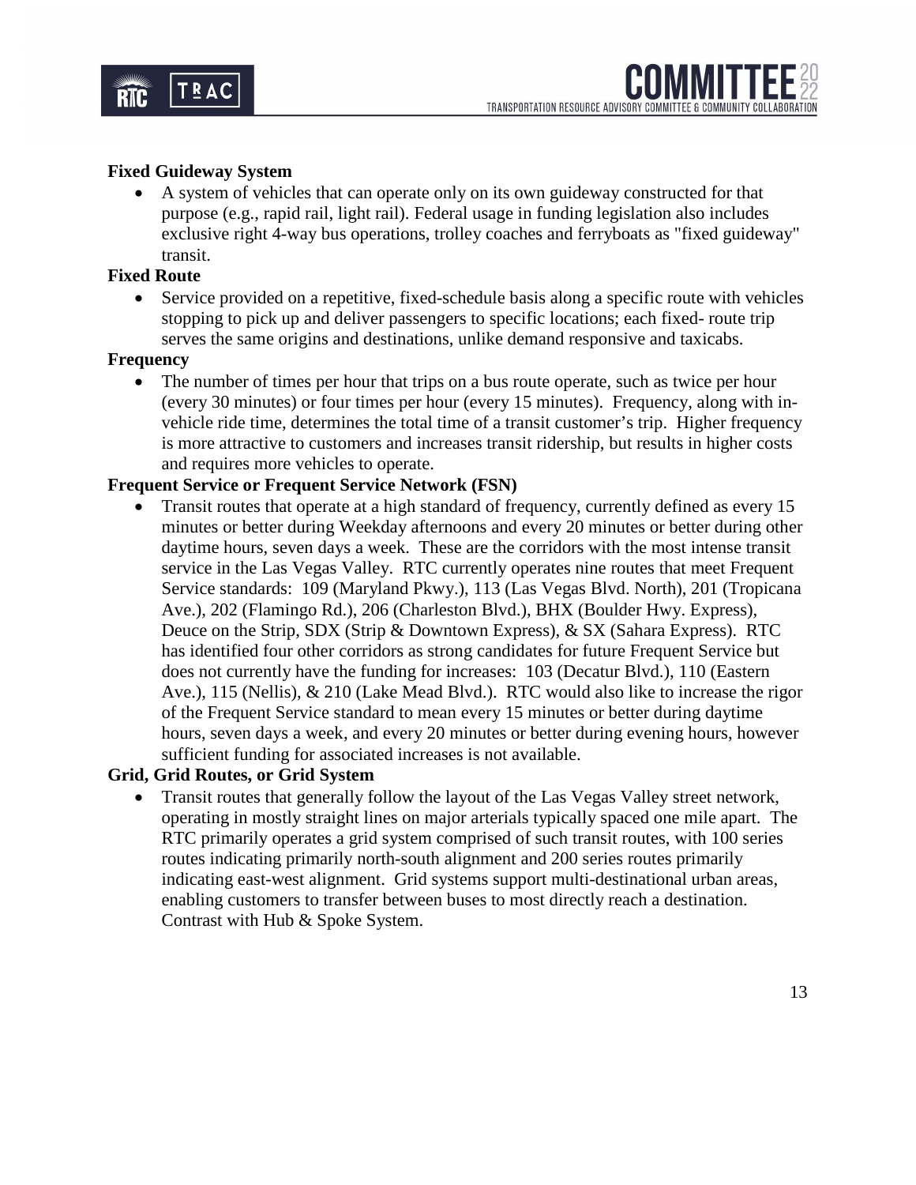**Fixed Guideway System**

- A system of vehicles that can operate only on its own guideway constructed for that purpose (e.g., rapid rail, light rail). Federal usage in funding legislation also includes exclusive right 4-way bus operations, trolley coaches and ferryboats as "fixed guideway" transit.

**Fixed Route**

- Service provided on a repetitive, fixed-schedule basis along a specific route with vehicles stopping to pick up and deliver passengers to specific locations; each fixed- route trip serves the same origins and destinations, unlike demand responsive and taxicabs.

**Frequency**

- The number of times per hour that trips on a bus route operate, such as twice per hour (every 30 minutes) or four times per hour (every 15 minutes). Frequency, along with in-vehicle ride time, determines the total time of a transit customer's trip. Higher frequency is more attractive to customers and increases transit ridership, but results in higher costs and requires more vehicles to operate.

**Frequent Service or Frequent Service Network (FSN)**

- Transit routes that operate at a high standard of frequency, currently defined as every 15 minutes or better during Weekday afternoons and every 20 minutes or better during other daytime hours, seven days a week. These are the corridors with the most intense transit service in the Las Vegas Valley. RTC currently operates nine routes that meet Frequent Service standards: 109 (Maryland Pkwy.), 113 (Las Vegas Blvd. North), 201 (Tropicana Ave.), 202 (Flamingo Rd.), 206 (Charleston Blvd.), BHX (Boulder Hwy. Express), Deuce on the Strip, SDX (Strip & Downtown Express), & SX (Sahara Express). RTC has identified four other corridors as strong candidates for future Frequent Service but does not currently have the funding for increases: 103 (Decatur Blvd.), 110 (Eastern Ave.), 115 (Nellis), & 210 (Lake Mead Blvd.). RTC would also like to increase the rigor of the Frequent Service standard to mean every 15 minutes or better during daytime hours, seven days a week, and every 20 minutes or better during evening hours, however sufficient funding for associated increases is not available.

**Grid, Grid Routes, or Grid System**

- Transit routes that generally follow the layout of the Las Vegas Valley street network, operating in mostly straight lines on major arterials typically spaced one mile apart. The RTC primarily operates a grid system comprised of such transit routes, with 100 series routes indicating primarily north-south alignment and 200 series routes primarily indicating east-west alignment. Grid systems support multi-destinational urban areas, enabling customers to transfer between buses to most directly reach a destination. Contrast with Hub & Spoke System.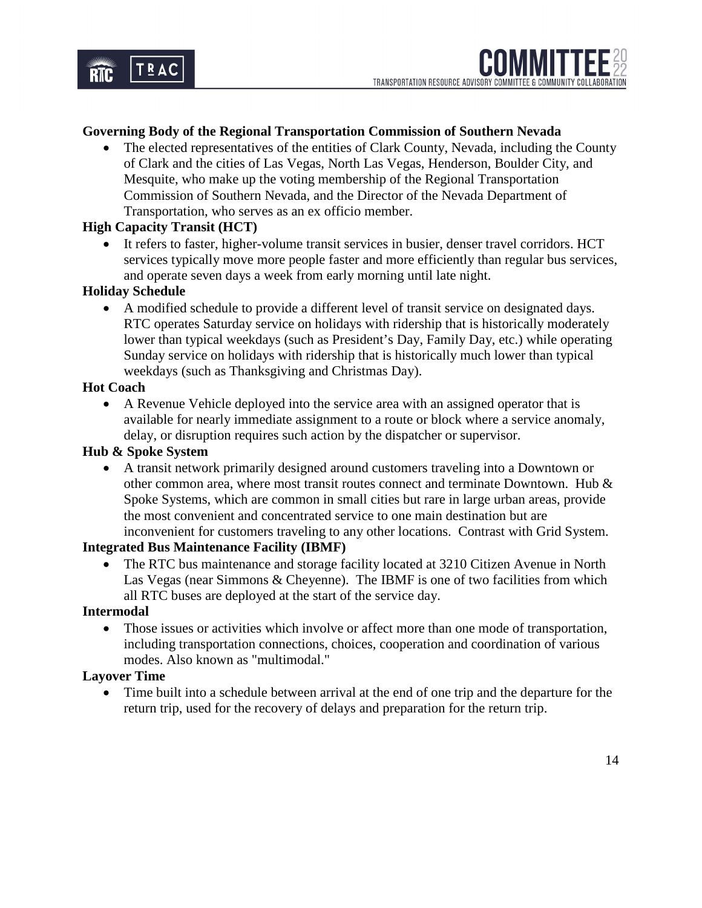**Governing Body of the Regional Transportation Commission of Southern Nevada**

- The elected representatives of the entities of Clark County, Nevada, including the County of Clark and the cities of Las Vegas, North Las Vegas, Henderson, Boulder City, and Mesquite, who make up the voting membership of the Regional Transportation Commission of Southern Nevada, and the Director of the Nevada Department of Transportation, who serves as an ex officio member.

**High Capacity Transit (HCT)**

- It refers to faster, higher-volume transit services in busier, denser travel corridors. HCT services typically move more people faster and more efficiently than regular bus services, and operate seven days a week from early morning until late night.

**Holiday Schedule**

- A modified schedule to provide a different level of transit service on designated days. RTC operates Saturday service on holidays with ridership that is historically moderately lower than typical weekdays (such as President's Day, Family Day, etc.) while operating Sunday service on holidays with ridership that is historically much lower than typical weekdays (such as Thanksgiving and Christmas Day).

**Hot Coach**

- A Revenue Vehicle deployed into the service area with an assigned operator that is available for nearly immediate assignment to a route or block where a service anomaly, delay, or disruption requires such action by the dispatcher or supervisor.

**Hub & Spoke System**

- A transit network primarily designed around customers traveling into a Downtown or other common area, where most transit routes connect and terminate Downtown. Hub & Spoke Systems, which are common in small cities but rare in large urban areas, provide the most convenient and concentrated service to one main destination but are inconvenient for customers traveling to any other locations. Contrast with Grid System.

**Integrated Bus Maintenance Facility (IBMF)**

- The RTC bus maintenance and storage facility located at 3210 Citizen Avenue in North Las Vegas (near Simmons & Cheyenne). The IBMF is one of two facilities from which all RTC buses are deployed at the start of the service day.

**Intermodal**

- Those issues or activities which involve or affect more than one mode of transportation, including transportation connections, choices, cooperation and coordination of various modes. Also known as "multimodal."

**Layover Time**

- Time built into a schedule between arrival at the end of one trip and the departure for the return trip, used for the recovery of delays and preparation for the return trip.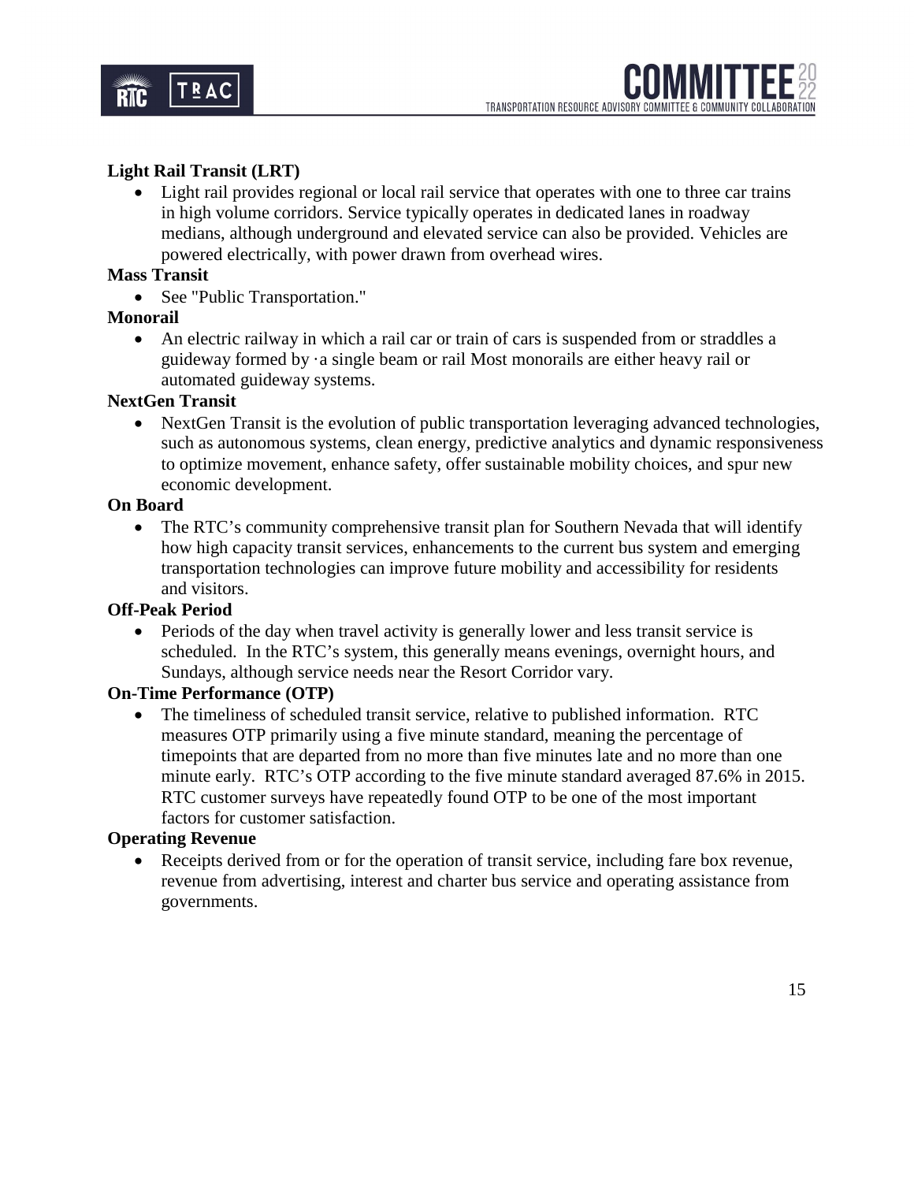**Light Rail Transit (LRT)**

- Light rail provides regional or local rail service that operates with one to three car trains in high volume corridors. Service typically operates in dedicated lanes in roadway medians, although underground and elevated service can also be provided. Vehicles are powered electrically, with power drawn from overhead wires.

**Mass Transit**

- See "Public Transportation."

**Monorail**

- An electric railway in which a rail car or train of cars is suspended from or straddles a guideway formed by ·a single beam or rail Most monorails are either heavy rail or automated guideway systems.

**NextGen Transit**

- NextGen Transit is the evolution of public transportation leveraging advanced technologies, such as autonomous systems, clean energy, predictive analytics and dynamic responsiveness to optimize movement, enhance safety, offer sustainable mobility choices, and spur new economic development.

**On Board**

- The RTC's community comprehensive transit plan for Southern Nevada that will identify how high capacity transit services, enhancements to the current bus system and emerging transportation technologies can improve future mobility and accessibility for residents and visitors.

**Off-Peak Period**

- Periods of the day when travel activity is generally lower and less transit service is scheduled. In the RTC's system, this generally means evenings, overnight hours, and Sundays, although service needs near the Resort Corridor vary.

**On-Time Performance (OTP)**

- The timeliness of scheduled transit service, relative to published information. RTC measures OTP primarily using a five minute standard, meaning the percentage of timepoints that are departed from no more than five minutes late and no more than one minute early. RTC's OTP according to the five minute standard averaged 87.6% in 2015. RTC customer surveys have repeatedly found OTP to be one of the most important factors for customer satisfaction.

**Operating Revenue**

- Receipts derived from or for the operation of transit service, including fare box revenue, revenue from advertising, interest and charter bus service and operating assistance from governments.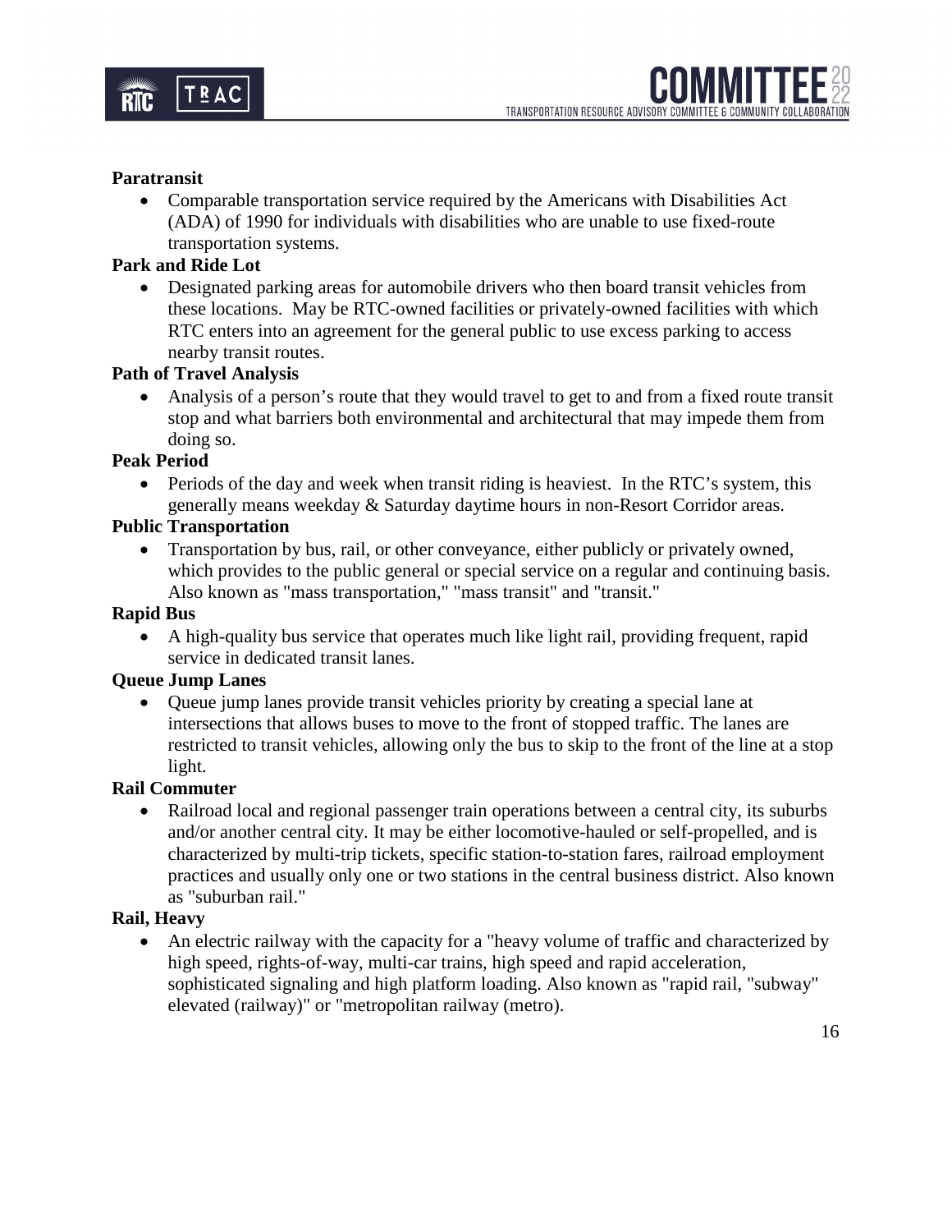**Paratransit**

- Comparable transportation service required by the Americans with Disabilities Act (ADA) of 1990 for individuals with disabilities who are unable to use fixed-route transportation systems.

**Park and Ride Lot**

- Designated parking areas for automobile drivers who then board transit vehicles from these locations. May be RTC-owned facilities or privately-owned facilities with which RTC enters into an agreement for the general public to use excess parking to access nearby transit routes.

**Path of Travel Analysis**

- Analysis of a person's route that they would travel to get to and from a fixed route transit stop and what barriers both environmental and architectural that may impede them from doing so.

**Peak Period**

- Periods of the day and week when transit riding is heaviest. In the RTC's system, this generally means weekday & Saturday daytime hours in non-Resort Corridor areas.

**Public Transportation**

- Transportation by bus, rail, or other conveyance, either publicly or privately owned, which provides to the public general or special service on a regular and continuing basis. Also known as "mass transportation," "mass transit" and "transit."

**Rapid Bus**

- A high-quality bus service that operates much like light rail, providing frequent, rapid service in dedicated transit lanes.

**Queue Jump Lanes**

- Queue jump lanes provide transit vehicles priority by creating a special lane at intersections that allows buses to move to the front of stopped traffic. The lanes are restricted to transit vehicles, allowing only the bus to skip to the front of the line at a stop light.

**Rail Commuter**

- Railroad local and regional passenger train operations between a central city, its suburbs and/or another central city. It may be either locomotive-hauled or self-propelled, and is characterized by multi-trip tickets, specific station-to-station fares, railroad employment practices and usually only one or two stations in the central business district. Also known as "suburban rail."

**Rail, Heavy**

- An electric railway with the capacity for a "heavy volume of traffic and characterized by high speed, rights-of-way, multi-car trains, high speed and rapid acceleration, sophisticated signaling and high platform loading. Also known as "rapid rail, "subway" elevated (railway)" or "metropolitan railway (metro).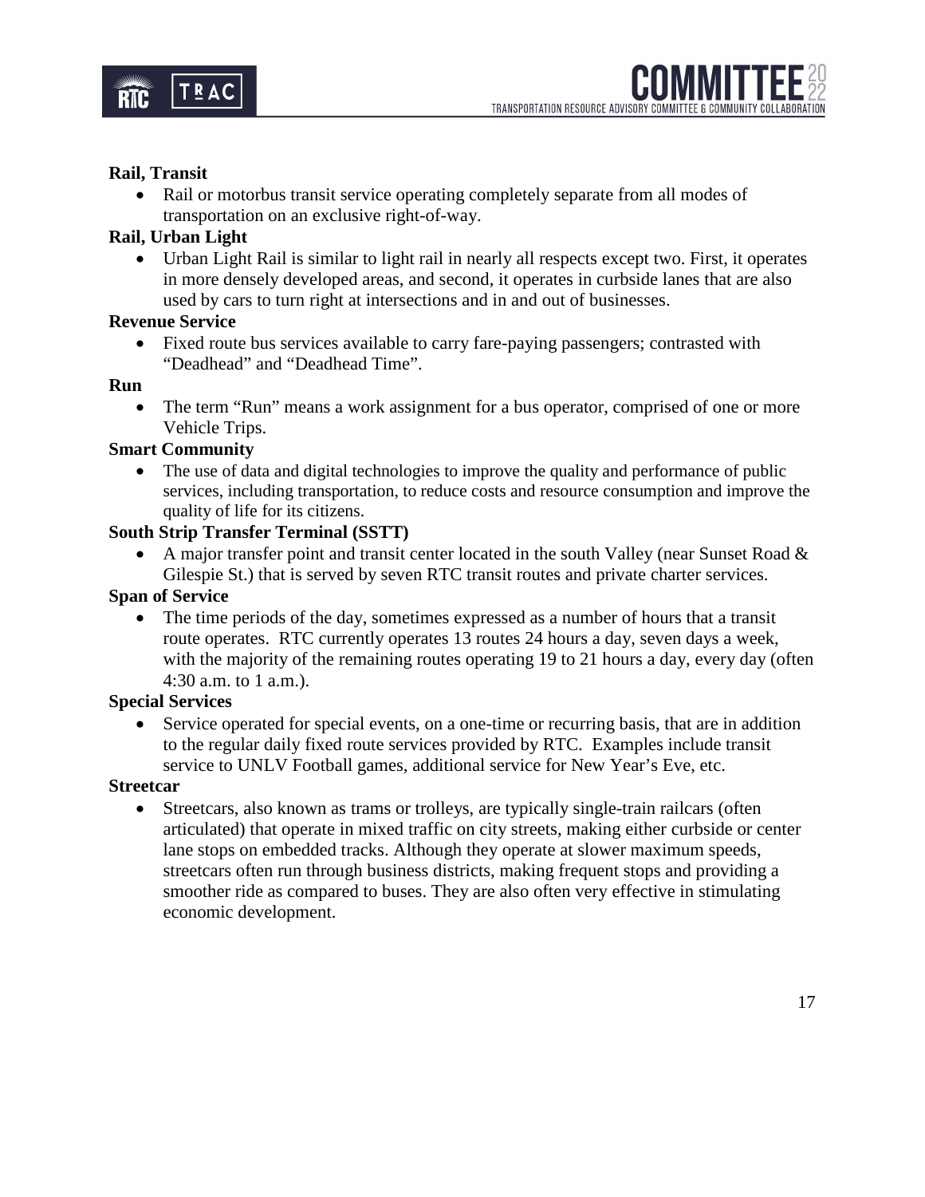**Rail, Transit**

- Rail or motorbus transit service operating completely separate from all modes of transportation on an exclusive right-of-way.

**Rail, Urban Light**

- Urban Light Rail is similar to light rail in nearly all respects except two. First, it operates in more densely developed areas, and second, it operates in curbside lanes that are also used by cars to turn right at intersections and in and out of businesses.

**Revenue Service**

- Fixed route bus services available to carry fare-paying passengers; contrasted with "Deadhead" and "Deadhead Time".

**Run**

- The term "Run" means a work assignment for a bus operator, comprised of one or more Vehicle Trips.

**Smart Community**

- The use of data and digital technologies to improve the quality and performance of public services, including transportation, to reduce costs and resource consumption and improve the quality of life for its citizens.

**South Strip Transfer Terminal (SSTT)**

- A major transfer point and transit center located in the south Valley (near Sunset Road & Gilespie St.) that is served by seven RTC transit routes and private charter services.

**Span of Service**

- The time periods of the day, sometimes expressed as a number of hours that a transit route operates. RTC currently operates 13 routes 24 hours a day, seven days a week, with the majority of the remaining routes operating 19 to 21 hours a day, every day (often 4:30 a.m. to 1 a.m.).

**Special Services**

- Service operated for special events, on a one-time or recurring basis, that are in addition to the regular daily fixed route services provided by RTC. Examples include transit service to UNLV Football games, additional service for New Year's Eve, etc.

**Streetcar**

- Streetcars, also known as trams or trolleys, are typically single-train railcars (often articulated) that operate in mixed traffic on city streets, making either curbside or center lane stops on embedded tracks. Although they operate at slower maximum speeds, streetcars often run through business districts, making frequent stops and providing a smoother ride as compared to buses. They are also often very effective in stimulating economic development.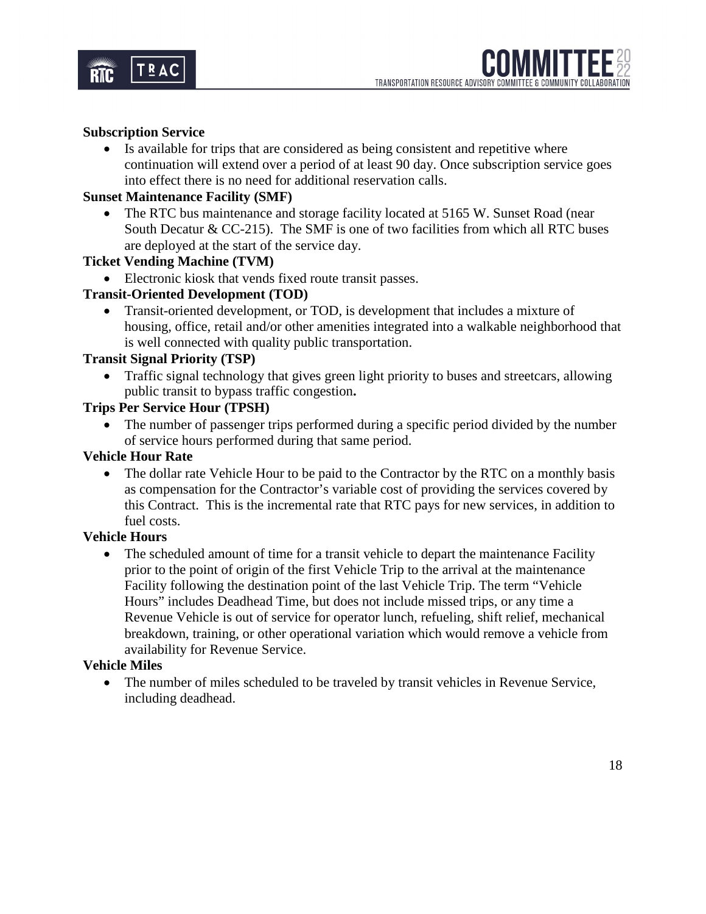**Subscription Service**

- Is available for trips that are considered as being consistent and repetitive where continuation will extend over a period of at least 90 day. Once subscription service goes into effect there is no need for additional reservation calls.

**Sunset Maintenance Facility (SMF)**

- The RTC bus maintenance and storage facility located at 5165 W. Sunset Road (near South Decatur & CC-215). The SMF is one of two facilities from which all RTC buses are deployed at the start of the service day.

**Ticket Vending Machine (TVM)**

- Electronic kiosk that vends fixed route transit passes.

**Transit-Oriented Development (TOD)**

- Transit-oriented development, or TOD, is development that includes a mixture of housing, office, retail and/or other amenities integrated into a walkable neighborhood that is well connected with quality public transportation.

**Transit Signal Priority (TSP)**

- Traffic signal technology that gives green light priority to buses and streetcars, allowing public transit to bypass traffic congestion**.**

**Trips Per Service Hour (TPSH)**

- The number of passenger trips performed during a specific period divided by the number of service hours performed during that same period.

**Vehicle Hour Rate**

- The dollar rate Vehicle Hour to be paid to the Contractor by the RTC on a monthly basis as compensation for the Contractor's variable cost of providing the services covered by this Contract. This is the incremental rate that RTC pays for new services, in addition to fuel costs.

**Vehicle Hours**

- The scheduled amount of time for a transit vehicle to depart the maintenance Facility prior to the point of origin of the first Vehicle Trip to the arrival at the maintenance Facility following the destination point of the last Vehicle Trip. The term "Vehicle Hours" includes Deadhead Time, but does not include missed trips, or any time a Revenue Vehicle is out of service for operator lunch, refueling, shift relief, mechanical breakdown, training, or other operational variation which would remove a vehicle from availability for Revenue Service.

**Vehicle Miles**

- The number of miles scheduled to be traveled by transit vehicles in Revenue Service, including deadhead.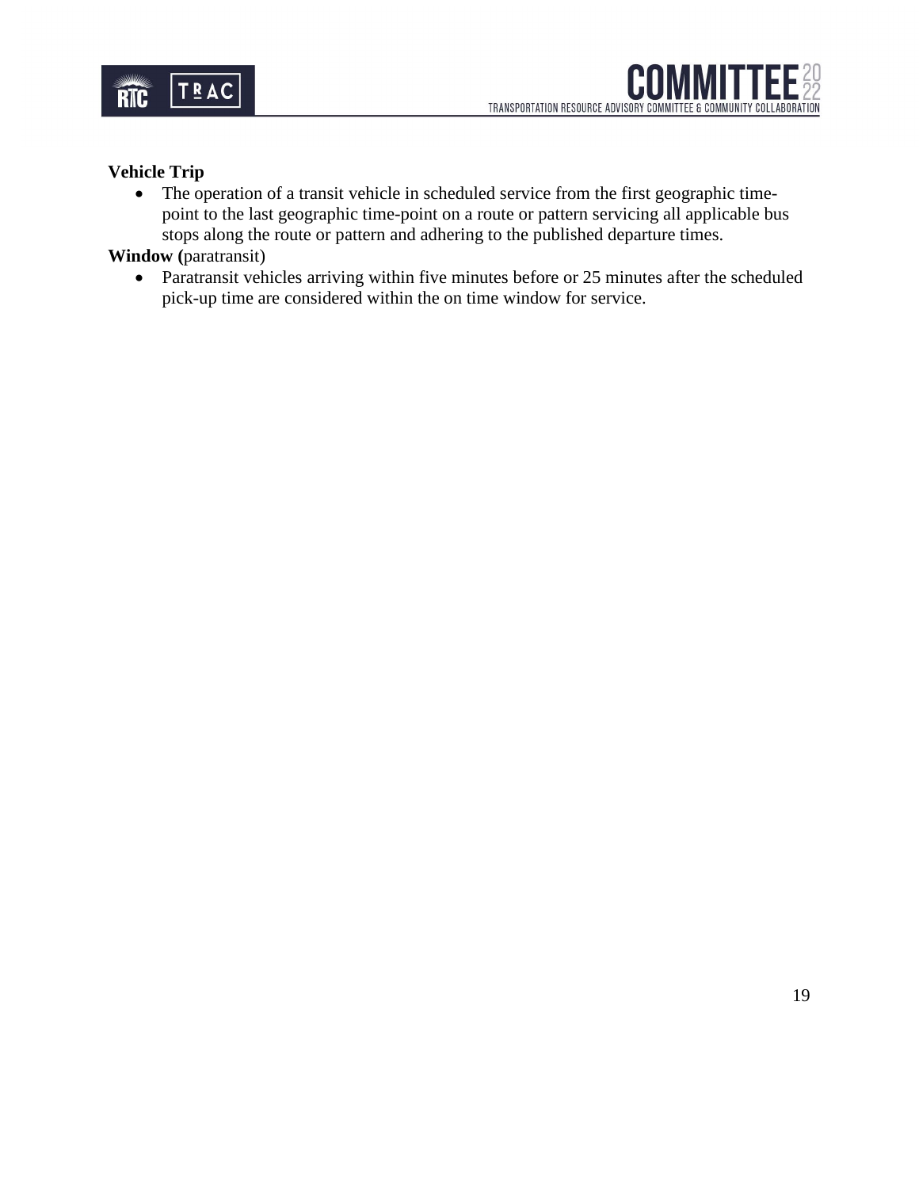**Vehicle Trip**

- The operation of a transit vehicle in scheduled service from the first geographic time-point to the last geographic time-point on a route or pattern servicing all applicable bus stops along the route or pattern and adhering to the published departure times.

**Window (**paratransit)

- Paratransit vehicles arriving within five minutes before or 25 minutes after the scheduled pick-up time are considered within the on time window for service.